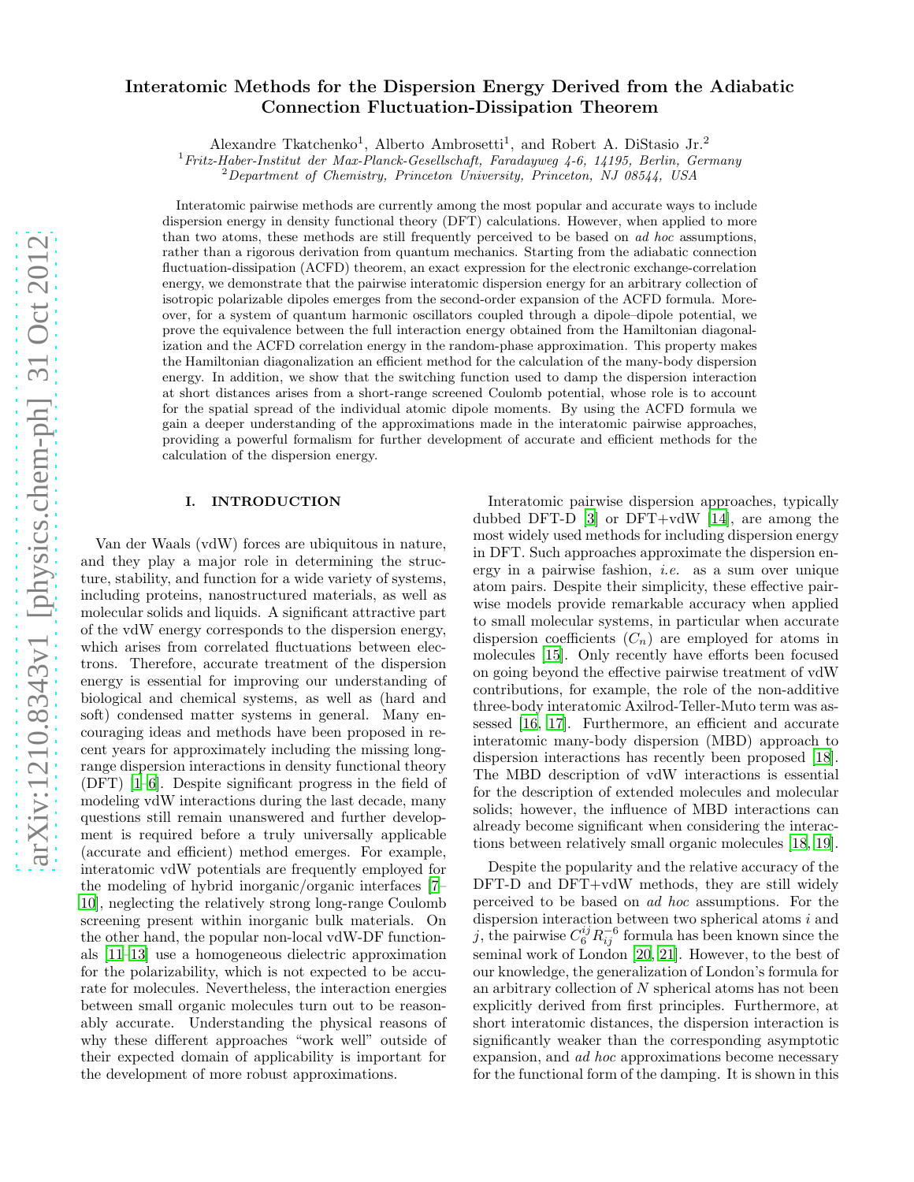# Interatomic Methods for the Dispersion Energy Derived from the Adiabatic Connection Fluctuation-Dissipation Theorem

Alexandre Tkatchenko[1], Alberto Ambrosetti[1], and Robert A. DiStasio Jr.[2]

[1]*Fritz-Haber-Institut der Max-Planck-Gesellschaft, Faradayweg 4-6, 14195, Berlin, Germany*
[2]*Department of Chemistry, Princeton University, Princeton, NJ 08544, USA*

Interatomic pairwise methods are currently among the most popular and accurate ways to include dispersion energy in density functional theory (DFT) calculations. However, when applied to more than two atoms, these methods are still frequently perceived to be based on *ad hoc* assumptions, rather than a rigorous derivation from quantum mechanics. Starting from the adiabatic connection fluctuation-dissipation (ACFD) theorem, an exact expression for the electronic exchange-correlation energy, we demonstrate that the pairwise interatomic dispersion energy for an arbitrary collection of isotropic polarizable dipoles emerges from the second-order expansion of the ACFD formula. Moreover, for a system of quantum harmonic oscillators coupled through a dipole–dipole potential, we prove the equivalence between the full interaction energy obtained from the Hamiltonian diagonalization and the ACFD correlation energy in the random-phase approximation. This property makes the Hamiltonian diagonalization an efficient method for the calculation of the many-body dispersion energy. In addition, we show that the switching function used to damp the dispersion interaction at short distances arises from a short-range screened Coulomb potential, whose role is to account for the spatial spread of the individual atomic dipole moments. By using the ACFD formula we gain a deeper understanding of the approximations made in the interatomic pairwise approaches, providing a powerful formalism for further development of accurate and efficient methods for the calculation of the dispersion energy.

## I. INTRODUCTION

Van der Waals (vdW) forces are ubiquitous in nature, and they play a major role in determining the structure, stability, and function for a wide variety of systems, including proteins, nanostructured materials, as well as molecular solids and liquids. A significant attractive part of the vdW energy corresponds to the dispersion energy, which arises from correlated fluctuations between electrons. Therefore, accurate treatment of the dispersion energy is essential for improving our understanding of biological and chemical systems, as well as (hard and soft) condensed matter systems in general. Many encouraging ideas and methods have been proposed in recent years for approximately including the missing long-range dispersion interactions in density functional theory (DFT) [1–6]. Despite significant progress in the field of modeling vdW interactions during the last decade, many questions still remain unanswered and further development is required before a truly universally applicable (accurate and efficient) method emerges. For example, interatomic vdW potentials are frequently employed for the modeling of hybrid inorganic/organic interfaces [7–10], neglecting the relatively strong long-range Coulomb screening present within inorganic bulk materials. On the other hand, the popular non-local vdW-DF functionals [11–13] use a homogeneous dielectric approximation for the polarizability, which is not expected to be accurate for molecules. Nevertheless, the interaction energies between small organic molecules turn out to be reasonably accurate. Understanding the physical reasons of why these different approaches "work well" outside of their expected domain of applicability is important for the development of more robust approximations.

Interatomic pairwise dispersion approaches, typically dubbed DFT-D [3] or DFT+vdW [14], are among the most widely used methods for including dispersion energy in DFT. Such approaches approximate the dispersion energy in a pairwise fashion, *i.e.* as a sum over unique atom pairs. Despite their simplicity, these effective pairwise models provide remarkable accuracy when applied to small molecular systems, in particular when accurate dispersion coefficients ($C_n$) are employed for atoms in molecules [15]. Only recently have efforts been focused on going beyond the effective pairwise treatment of vdW contributions, for example, the role of the non-additive three-body interatomic Axilrod-Teller-Muto term was assessed [16, 17]. Furthermore, an efficient and accurate interatomic many-body dispersion (MBD) approach to dispersion interactions has recently been proposed [18]. The MBD description of vdW interactions is essential for the description of extended molecules and molecular solids; however, the influence of MBD interactions can already become significant when considering the interactions between relatively small organic molecules [18, 19].

Despite the popularity and the relative accuracy of the DFT-D and DFT+vdW methods, they are still widely perceived to be based on *ad hoc* assumptions. For the dispersion interaction between two spherical atoms $i$ and $j$, the pairwise $C_6^{ij} R_{ij}^{-6}$ formula has been known since the seminal work of London [20, 21]. However, to the best of our knowledge, the generalization of London's formula for an arbitrary collection of $N$ spherical atoms has not been explicitly derived from first principles. Furthermore, at short interatomic distances, the dispersion interaction is significantly weaker than the corresponding asymptotic expansion, and *ad hoc* approximations become necessary for the functional form of the damping. It is shown in this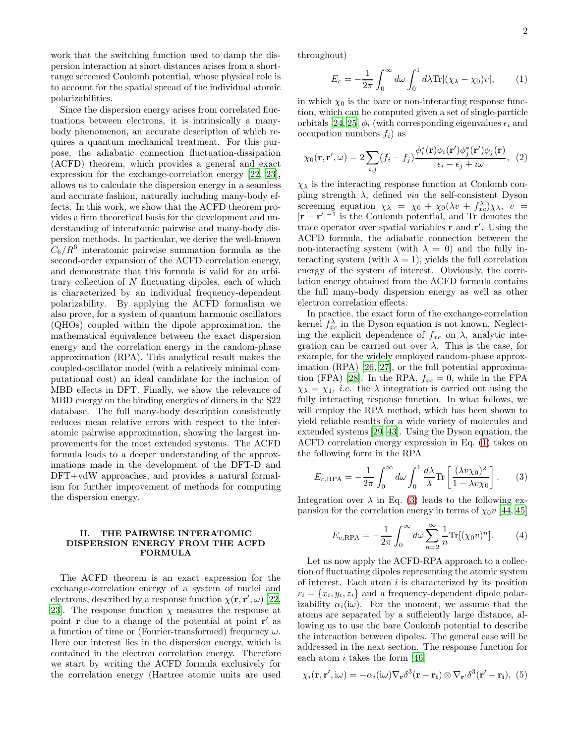work that the switching function used to damp the dispersion interaction at short distances arises from a short-range screened Coulomb potential, whose physical role is to account for the spatial spread of the individual atomic polarizabilities.

Since the dispersion energy arises from correlated fluctuations between electrons, it is intrinsically a many-body phenomenon, an accurate description of which requires a quantum mechanical treatment. For this purpose, the adiabatic connection fluctuation-dissipation (ACFD) theorem, which provides a general and exact expression for the exchange-correlation energy [22, 23], allows us to calculate the dispersion energy in a seamless and accurate fashion, naturally including many-body effects. In this work, we show that the ACFD theorem provides a firm theoretical basis for the development and understanding of interatomic pairwise and many-body dispersion methods. In particular, we derive the well-known $C_6/R^6$ interatomic pairwise summation formula as the second-order expansion of the ACFD correlation energy, and demonstrate that this formula is valid for an arbitrary collection of $N$ fluctuating dipoles, each of which is characterized by an individual frequency-dependent polarizability. By applying the ACFD formalism we also prove, for a system of quantum harmonic oscillators (QHOs) coupled within the dipole approximation, the mathematical equivalence between the exact dispersion energy and the correlation energy in the random-phase approximation (RPA). This analytical result makes the coupled-oscillator model (with a relatively minimal computational cost) an ideal candidate for the inclusion of MBD effects in DFT. Finally, we show the relevance of MBD energy on the binding energies of dimers in the S22 database. The full many-body description consistently reduces mean relative errors with respect to the interatomic pairwise approximation, showing the largest improvements for the most extended systems. The ACFD formula leads to a deeper understanding of the approximations made in the development of the DFT-D and DFT+vdW approaches, and provides a natural formalism for further improvement of methods for computing the dispersion energy.

## II. THE PAIRWISE INTERATOMIC DISPERSION ENERGY FROM THE ACFD FORMULA

The ACFD theorem is an exact expression for the exchange-correlation energy of a system of nuclei and electrons, described by a response function $\chi(\mathbf{r},\mathbf{r}',\omega)$ [22, 23]. The response function $\chi$ measures the response at point $\mathbf{r}$ due to a change of the potential at point $\mathbf{r}'$ as a function of time or (Fourier-transformed) frequency $\omega$. Here our interest lies in the dispersion energy, which is contained in the electron correlation energy. Therefore we start by writing the ACFD formula exclusively for the correlation energy (Hartree atomic units are used throughout)

$$E_c = -\frac{1}{2\pi}\int_0^\infty d\omega \int_0^1 d\lambda \mathrm{Tr}[(\chi_\lambda - \chi_0)v], \quad (1)$$

in which $\chi_0$ is the bare or non-interacting response function, which can be computed given a set of single-particle orbitals [24, 25] $\phi_i$ (with corresponding eigenvalues $\epsilon_i$ and occupation numbers $f_i$) as

$$\chi_0(\mathbf{r},\mathbf{r}',\omega) = 2\sum_{i,j}(f_i - f_j)\frac{\phi_i^*(\mathbf{r})\phi_i(\mathbf{r}')\phi_j^*(\mathbf{r}')\phi_j(\mathbf{r})}{\epsilon_i - \epsilon_j + i\omega}, \quad (2)$$

$\chi_\lambda$ is the interacting response function at Coulomb coupling strength $\lambda$, defined *via* the self-consistent Dyson screening equation $\chi_\lambda = \chi_0 + \chi_0(\lambda v + f_{xc}^\lambda)\chi_\lambda$, $v = |\mathbf{r}-\mathbf{r}'|^{-1}$ is the Coulomb potential, and Tr denotes the trace operator over spatial variables $\mathbf{r}$ and $\mathbf{r}'$. Using the ACFD formula, the adiabatic connection between the non-interacting system (with $\lambda = 0$) and the fully interacting system (with $\lambda = 1$), yields the full correlation energy of the system of interest. Obviously, the correlation energy obtained from the ACFD formula contains the full many-body dispersion energy as well as other electron correlation effects.

In practice, the exact form of the exchange-correlation kernel $f_{xc}^\lambda$ in the Dyson equation is not known. Neglecting the explicit dependence of $f_{xc}$ on $\lambda$, analytic integration can be carried out over $\lambda$. This is the case, for example, for the widely employed random-phase approximation (RPA) [26, 27], or the full potential approximation (FPA) [28]. In the RPA, $f_{xc} = 0$, while in the FPA $\chi_\lambda = \chi_1$, *i.e.* the $\lambda$ integration is carried out using the fully interacting response function. In what follows, we will employ the RPA method, which has been shown to yield reliable results for a wide variety of molecules and extended systems [29–43]. Using the Dyson equation, the ACFD correlation energy expression in Eq. (1) takes on the following form in the RPA

$$E_{c,\mathrm{RPA}} = -\frac{1}{2\pi}\int_0^\infty d\omega \int_0^1 \frac{d\lambda}{\lambda}\mathrm{Tr}\left[\frac{(\lambda v\chi_0)^2}{1-\lambda v\chi_0}\right]. \quad (3)$$

Integration over $\lambda$ in Eq. (3) leads to the following expansion for the correlation energy in terms of $\chi_0 v$ [44, 45]

$$E_{c,\mathrm{RPA}} = -\frac{1}{2\pi}\int_0^\infty d\omega \sum_{n=2}^\infty \frac{1}{n}\mathrm{Tr}[(\chi_0 v)^n]. \quad (4)$$

Let us now apply the ACFD-RPA approach to a collection of fluctuating dipoles representing the atomic system of interest. Each atom $i$ is characterized by its position $r_i = \{x_i, y_i, z_i\}$ and a frequency-dependent dipole polarizability $\alpha_i(\mathrm{i}\omega)$. For the moment, we assume that the atoms are separated by a sufficiently large distance, allowing us to use the bare Coulomb potential to describe the interaction between dipoles. The general case will be addressed in the next section. The response function for each atom $i$ takes the form [46]

$$\chi_i(\mathbf{r},\mathbf{r}',\mathrm{i}\omega) = -\alpha_i(\mathrm{i}\omega)\nabla_{\mathbf{r}}\delta^3(\mathbf{r}-\mathbf{r_i}) \otimes \nabla_{\mathbf{r}'}\delta^3(\mathbf{r}'-\mathbf{r_i}), \quad (5)$$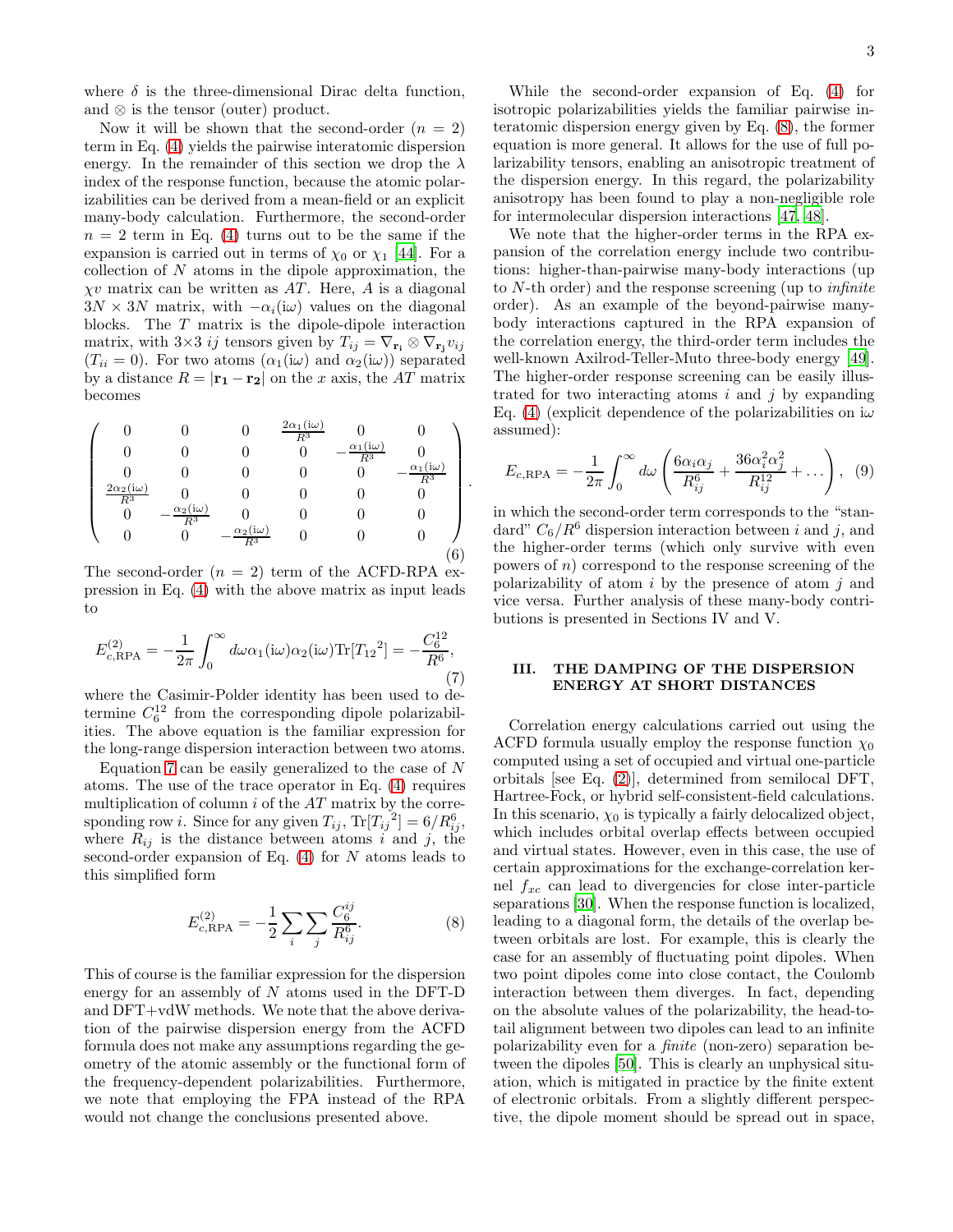where $\delta$ is the three-dimensional Dirac delta function, and $\otimes$ is the tensor (outer) product.

Now it will be shown that the second-order ($n = 2$) term in Eq. (4) yields the pairwise interatomic dispersion energy. In the remainder of this section we drop the $\lambda$ index of the response function, because the atomic polarizabilities can be derived from a mean-field or an explicit many-body calculation. Furthermore, the second-order $n = 2$ term in Eq. (4) turns out to be the same if the expansion is carried out in terms of $\chi_0$ or $\chi_1$ [44]. For a collection of $N$ atoms in the dipole approximation, the $\chi v$ matrix can be written as $AT$. Here, $A$ is a diagonal $3N \times 3N$ matrix, with $-\alpha_i(\mathrm{i}\omega)$ values on the diagonal blocks. The $T$ matrix is the dipole-dipole interaction matrix, with $3{\times}3$ $ij$ tensors given by $T_{ij} = \nabla_{\mathbf{r_i}} \otimes \nabla_{\mathbf{r_j}} v_{ij}$ ($T_{ii} = 0$). For two atoms ($\alpha_1(\mathrm{i}\omega)$ and $\alpha_2(\mathrm{i}\omega)$) separated by a distance $R = |\mathbf{r_1} - \mathbf{r_2}|$ on the $x$ axis, the $AT$ matrix becomes

$$
\begin{pmatrix}
0 & 0 & 0 & \frac{2\alpha_1(\mathrm{i}\omega)}{R^3} & 0 & 0 \\
0 & 0 & 0 & 0 & -\frac{\alpha_1(\mathrm{i}\omega)}{R^3} & 0 \\
0 & 0 & 0 & 0 & 0 & -\frac{\alpha_1(\mathrm{i}\omega)}{R^3} \\
\frac{2\alpha_2(\mathrm{i}\omega)}{R^3} & 0 & 0 & 0 & 0 & 0 \\
0 & -\frac{\alpha_2(\mathrm{i}\omega)}{R^3} & 0 & 0 & 0 & 0 \\
0 & 0 & -\frac{\alpha_2(\mathrm{i}\omega)}{R^3} & 0 & 0 & 0
\end{pmatrix}. \tag{6}
$$

The second-order ($n = 2$) term of the ACFD-RPA expression in Eq. (4) with the above matrix as input leads to

$$
E^{(2)}_{c,\mathrm{RPA}} = -\frac{1}{2\pi}\int_0^\infty d\omega\,\alpha_1(\mathrm{i}\omega)\alpha_2(\mathrm{i}\omega)\mathrm{Tr}[{T_{12}}^2] = -\frac{C_6^{12}}{R^6}, \tag{7}
$$

where the Casimir-Polder identity has been used to determine $C_6^{12}$ from the corresponding dipole polarizabilities. The above equation is the familiar expression for the long-range dispersion interaction between two atoms.

Equation 7 can be easily generalized to the case of $N$ atoms. The use of the trace operator in Eq. (4) requires multiplication of column $i$ of the $AT$ matrix by the corresponding row $i$. Since for any given $T_{ij}$, $\mathrm{Tr}[{T_{ij}}^2] = 6/R_{ij}^6$, where $R_{ij}$ is the distance between atoms $i$ and $j$, the second-order expansion of Eq. (4) for $N$ atoms leads to this simplified form

$$
E^{(2)}_{c,\mathrm{RPA}} = -\frac{1}{2}\sum_i\sum_j \frac{C_6^{ij}}{R_{ij}^6}. \tag{8}
$$

This of course is the familiar expression for the dispersion energy for an assembly of $N$ atoms used in the DFT-D and DFT+vdW methods. We note that the above derivation of the pairwise dispersion energy from the ACFD formula does not make any assumptions regarding the geometry of the atomic assembly or the functional form of the frequency-dependent polarizabilities. Furthermore, we note that employing the FPA instead of the RPA would not change the conclusions presented above.

While the second-order expansion of Eq. (4) for isotropic polarizabilities yields the familiar pairwise interatomic dispersion energy given by Eq. (8), the former equation is more general. It allows for the use of full polarizability tensors, enabling an anisotropic treatment of the dispersion energy. In this regard, the polarizability anisotropy has been found to play a non-negligible role for intermolecular dispersion interactions [47, 48].

We note that the higher-order terms in the RPA expansion of the correlation energy include two contributions: higher-than-pairwise many-body interactions (up to $N$-th order) and the response screening (up to *infinite* order). As an example of the beyond-pairwise many-body interactions captured in the RPA expansion of the correlation energy, the third-order term includes the well-known Axilrod-Teller-Muto three-body energy [49]. The higher-order response screening can be easily illustrated for two interacting atoms $i$ and $j$ by expanding Eq. (4) (explicit dependence of the polarizabilities on $\mathrm{i}\omega$ assumed):

$$
E_{c,\mathrm{RPA}} = -\frac{1}{2\pi}\int_0^\infty d\omega\left(\frac{6\alpha_i\alpha_j}{R_{ij}^6} + \frac{36\alpha_i^2\alpha_j^2}{R_{ij}^{12}} + \ldots\right), \tag{9}
$$

in which the second-order term corresponds to the "standard" $C_6/R^6$ dispersion interaction between $i$ and $j$, and the higher-order terms (which only survive with even powers of $n$) correspond to the response screening of the polarizability of atom $i$ by the presence of atom $j$ and vice versa. Further analysis of these many-body contributions is presented in Sections IV and V.

## III. THE DAMPING OF THE DISPERSION ENERGY AT SHORT DISTANCES

Correlation energy calculations carried out using the ACFD formula usually employ the response function $\chi_0$ computed using a set of occupied and virtual one-particle orbitals [see Eq. (2)], determined from semilocal DFT, Hartree-Fock, or hybrid self-consistent-field calculations. In this scenario, $\chi_0$ is typically a fairly delocalized object, which includes orbital overlap effects between occupied and virtual states. However, even in this case, the use of certain approximations for the exchange-correlation kernel $f_{xc}$ can lead to divergencies for close inter-particle separations [30]. When the response function is localized, leading to a diagonal form, the details of the overlap between orbitals are lost. For example, this is clearly the case for an assembly of fluctuating point dipoles. When two point dipoles come into close contact, the Coulomb interaction between them diverges. In fact, depending on the absolute values of the polarizability, the head-to-tail alignment between two dipoles can lead to an infinite polarizability even for a *finite* (non-zero) separation between the dipoles [50]. This is clearly an unphysical situation, which is mitigated in practice by the finite extent of electronic orbitals. From a slightly different perspective, the dipole moment should be spread out in space,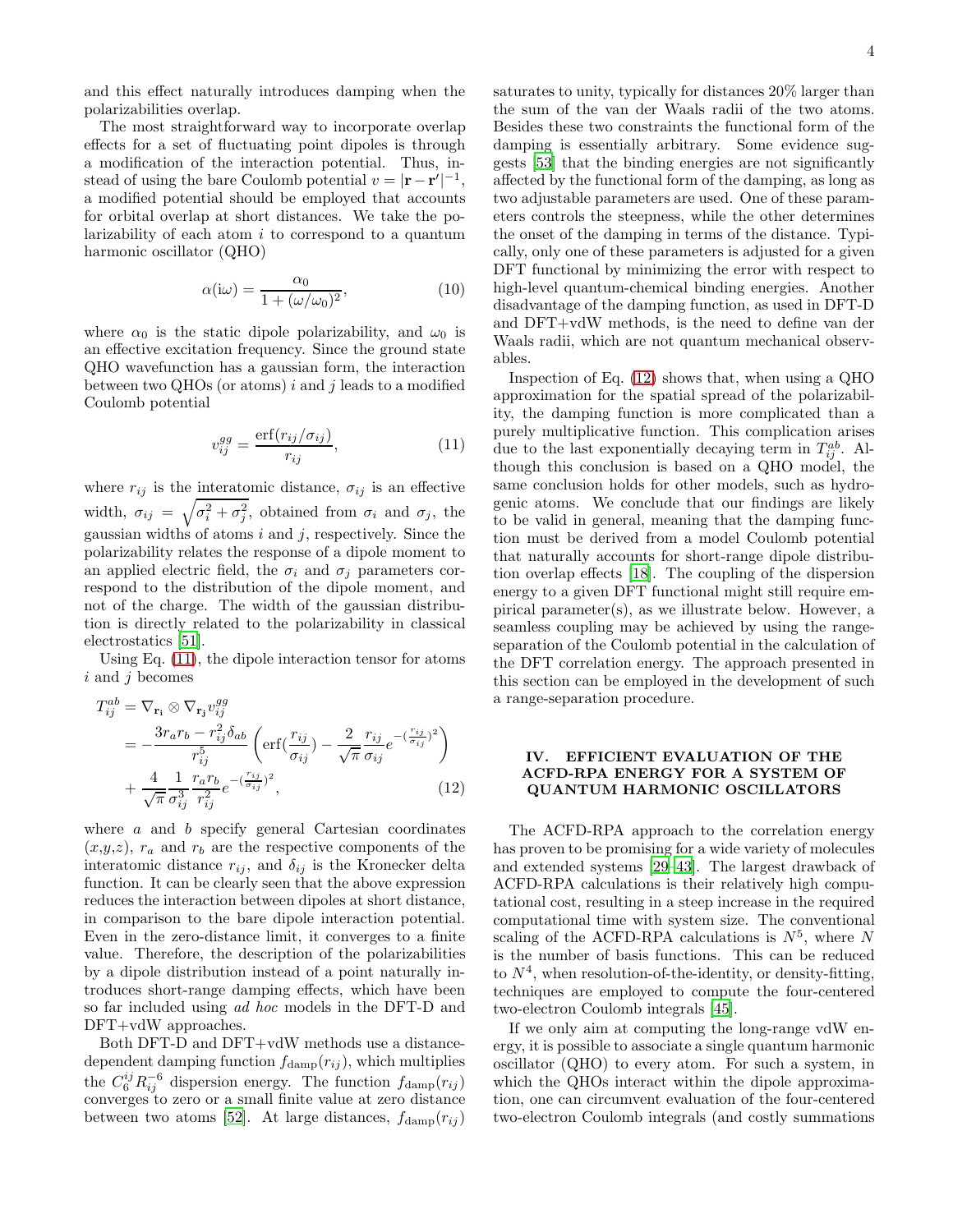and this effect naturally introduces damping when the polarizabilities overlap.

The most straightforward way to incorporate overlap effects for a set of fluctuating point dipoles is through a modification of the interaction potential. Thus, instead of using the bare Coulomb potential $v = |\mathbf{r} - \mathbf{r}'|^{-1}$, a modified potential should be employed that accounts for orbital overlap at short distances. We take the polarizability of each atom $i$ to correspond to a quantum harmonic oscillator (QHO)

$$\alpha(\mathrm{i}\omega) = \frac{\alpha_0}{1 + (\omega/\omega_0)^2}, \tag{10}$$

where $\alpha_0$ is the static dipole polarizability, and $\omega_0$ is an effective excitation frequency. Since the ground state QHO wavefunction has a gaussian form, the interaction between two QHOs (or atoms) $i$ and $j$ leads to a modified Coulomb potential

$$v_{ij}^{gg} = \frac{\mathrm{erf}(r_{ij}/\sigma_{ij})}{r_{ij}}, \tag{11}$$

where $r_{ij}$ is the interatomic distance, $\sigma_{ij}$ is an effective width, $\sigma_{ij} = \sqrt{\sigma_i^2 + \sigma_j^2}$, obtained from $\sigma_i$ and $\sigma_j$, the gaussian widths of atoms $i$ and $j$, respectively. Since the polarizability relates the response of a dipole moment to an applied electric field, the $\sigma_i$ and $\sigma_j$ parameters correspond to the distribution of the dipole moment, and not of the charge. The width of the gaussian distribution is directly related to the polarizability in classical electrostatics [51].

Using Eq. (11), the dipole interaction tensor for atoms $i$ and $j$ becomes

$$\begin{aligned} T_{ij}^{ab} &= \nabla_{\mathbf{r_i}} \otimes \nabla_{\mathbf{r_j}} v_{ij}^{gg} \\ &= -\frac{3r_a r_b - r_{ij}^2 \delta_{ab}}{r_{ij}^5} \left( \mathrm{erf}(\frac{r_{ij}}{\sigma_{ij}}) - \frac{2}{\sqrt{\pi}} \frac{r_{ij}}{\sigma_{ij}} e^{-(\frac{r_{ij}}{\sigma_{ij}})^2} \right) \\ &+ \frac{4}{\sqrt{\pi}} \frac{1}{\sigma_{ij}^3} \frac{r_a r_b}{r_{ij}^2} e^{-(\frac{r_{ij}}{\sigma_{ij}})^2}, \end{aligned} \tag{12}$$

where $a$ and $b$ specify general Cartesian coordinates $(x,y,z)$, $r_a$ and $r_b$ are the respective components of the interatomic distance $r_{ij}$, and $\delta_{ij}$ is the Kronecker delta function. It can be clearly seen that the above expression reduces the interaction between dipoles at short distance, in comparison to the bare dipole interaction potential. Even in the zero-distance limit, it converges to a finite value. Therefore, the description of the polarizabilities by a dipole distribution instead of a point naturally introduces short-range damping effects, which have been so far included using *ad hoc* models in the DFT-D and DFT+vdW approaches.

Both DFT-D and DFT+vdW methods use a distance-dependent damping function $f_{\mathrm{damp}}(r_{ij})$, which multiplies the $C_6^{ij} R_{ij}^{-6}$ dispersion energy. The function $f_{\mathrm{damp}}(r_{ij})$ converges to zero or a small finite value at zero distance between two atoms [52]. At large distances, $f_{\mathrm{damp}}(r_{ij})$ saturates to unity, typically for distances 20% larger than the sum of the van der Waals radii of the two atoms. Besides these two constraints the functional form of the damping is essentially arbitrary. Some evidence suggests [53] that the binding energies are not significantly affected by the functional form of the damping, as long as two adjustable parameters are used. One of these parameters controls the steepness, while the other determines the onset of the damping in terms of the distance. Typically, only one of these parameters is adjusted for a given DFT functional by minimizing the error with respect to high-level quantum-chemical binding energies. Another disadvantage of the damping function, as used in DFT-D and DFT+vdW methods, is the need to define van der Waals radii, which are not quantum mechanical observables.

Inspection of Eq. (12) shows that, when using a QHO approximation for the spatial spread of the polarizability, the damping function is more complicated than a purely multiplicative function. This complication arises due to the last exponentially decaying term in $T_{ij}^{ab}$. Although this conclusion is based on a QHO model, the same conclusion holds for other models, such as hydrogenic atoms. We conclude that our findings are likely to be valid in general, meaning that the damping function must be derived from a model Coulomb potential that naturally accounts for short-range dipole distribution overlap effects [18]. The coupling of the dispersion energy to a given DFT functional might still require empirical parameter(s), as we illustrate below. However, a seamless coupling may be achieved by using the range-separation of the Coulomb potential in the calculation of the DFT correlation energy. The approach presented in this section can be employed in the development of such a range-separation procedure.

## IV. EFFICIENT EVALUATION OF THE ACFD-RPA ENERGY FOR A SYSTEM OF QUANTUM HARMONIC OSCILLATORS

The ACFD-RPA approach to the correlation energy has proven to be promising for a wide variety of molecules and extended systems [29–43]. The largest drawback of ACFD-RPA calculations is their relatively high computational cost, resulting in a steep increase in the required computational time with system size. The conventional scaling of the ACFD-RPA calculations is $N^5$, where $N$ is the number of basis functions. This can be reduced to $N^4$, when resolution-of-the-identity, or density-fitting, techniques are employed to compute the four-centered two-electron Coulomb integrals [45].

If we only aim at computing the long-range vdW energy, it is possible to associate a single quantum harmonic oscillator (QHO) to every atom. For such a system, in which the QHOs interact within the dipole approximation, one can circumvent evaluation of the four-centered two-electron Coulomb integrals (and costly summations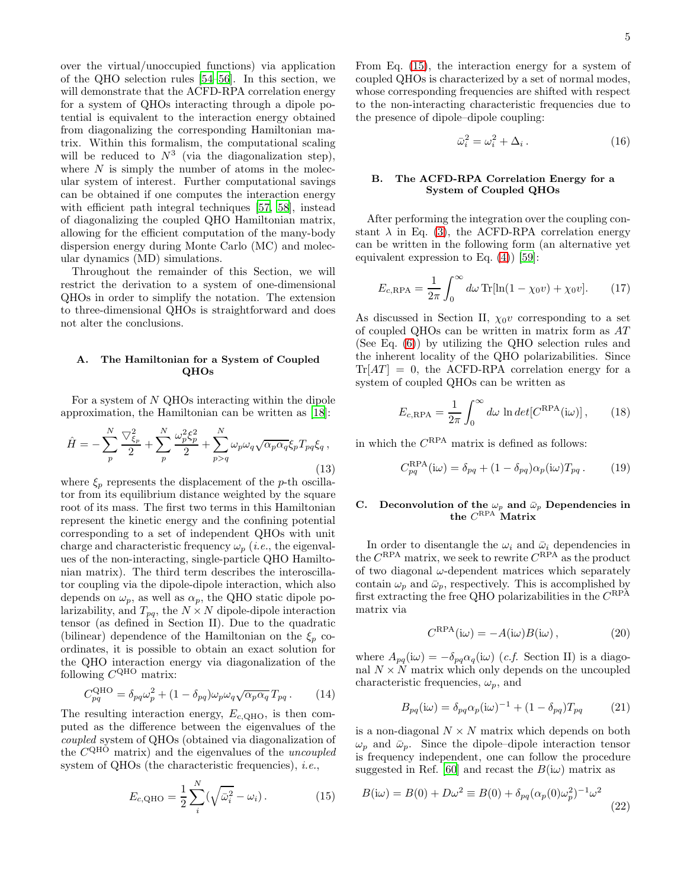over the virtual/unoccupied functions) via application of the QHO selection rules [54–56]. In this section, we will demonstrate that the ACFD-RPA correlation energy for a system of QHOs interacting through a dipole potential is equivalent to the interaction energy obtained from diagonalizing the corresponding Hamiltonian matrix. Within this formalism, the computational scaling will be reduced to $N^3$ (via the diagonalization step), where $N$ is simply the number of atoms in the molecular system of interest. Further computational savings can be obtained if one computes the interaction energy with efficient path integral techniques [57, 58], instead of diagonalizing the coupled QHO Hamiltonian matrix, allowing for the efficient computation of the many-body dispersion energy during Monte Carlo (MC) and molecular dynamics (MD) simulations.

Throughout the remainder of this Section, we will restrict the derivation to a system of one-dimensional QHOs in order to simplify the notation. The extension to three-dimensional QHOs is straightforward and does not alter the conclusions.

### A. The Hamiltonian for a System of Coupled QHOs

For a system of $N$ QHOs interacting within the dipole approximation, the Hamiltonian can be written as [18]:

$$\hat{H} = -\sum_{p}^{N} \frac{\nabla_{\xi_p}^2}{2} + \sum_{p}^{N} \frac{\omega_p^2 \xi_p^2}{2} + \sum_{p>q}^{N} \omega_p \omega_q \sqrt{\alpha_p \alpha_q}\, \xi_p T_{pq} \xi_q \,, \tag{13}$$

where $\xi_p$ represents the displacement of the $p$-th oscillator from its equilibrium distance weighted by the square root of its mass. The first two terms in this Hamiltonian represent the kinetic energy and the confining potential corresponding to a set of independent QHOs with unit charge and characteristic frequency $\omega_p$ (*i.e.*, the eigenvalues of the non-interacting, single-particle QHO Hamiltonian matrix). The third term describes the interoscillator coupling via the dipole-dipole interaction, which also depends on $\omega_p$, as well as $\alpha_p$, the QHO static dipole polarizability, and $T_{pq}$, the $N \times N$ dipole-dipole interaction tensor (as defined in Section II). Due to the quadratic (bilinear) dependence of the Hamiltonian on the $\xi_p$ coordinates, it is possible to obtain an exact solution for the QHO interaction energy via diagonalization of the following $C^{\rm QHO}$ matrix:

$$C^{\rm QHO}_{pq} = \delta_{pq}\omega_p^2 + (1-\delta_{pq})\omega_p\omega_q\sqrt{\alpha_p\alpha_q}\, T_{pq} \,. \tag{14}$$

The resulting interaction energy, $E_{c,\rm QHO}$, is then computed as the difference between the eigenvalues of the *coupled* system of QHOs (obtained via diagonalization of the $C^{\rm QHO}$ matrix) and the eigenvalues of the *uncoupled* system of QHOs (the characteristic frequencies), *i.e.*,

$$E_{c,\rm QHO} = \frac{1}{2}\sum_{i}^{N} (\sqrt{\bar{\omega}_i^2} - \omega_i) \,. \tag{15}$$

From Eq. (15), the interaction energy for a system of coupled QHOs is characterized by a set of normal modes, whose corresponding frequencies are shifted with respect to the non-interacting characteristic frequencies due to the presence of dipole–dipole coupling:

$$\bar{\omega}_i^2 = \omega_i^2 + \Delta_i \,. \tag{16}$$

### B. The ACFD-RPA Correlation Energy for a System of Coupled QHOs

After performing the integration over the coupling constant $\lambda$ in Eq. (3), the ACFD-RPA correlation energy can be written in the following form (an alternative yet equivalent expression to Eq. (4)) [59]:

$$E_{c,\rm RPA} = \frac{1}{2\pi}\int_0^\infty d\omega\, \mathrm{Tr}[\ln(1-\chi_0 v) + \chi_0 v] \,. \tag{17}$$

As discussed in Section II, $\chi_0 v$ corresponding to a set of coupled QHOs can be written in matrix form as $AT$ (See Eq. (6)) by utilizing the QHO selection rules and the inherent locality of the QHO polarizabilities. Since $\mathrm{Tr}[AT] = 0$, the ACFD-RPA correlation energy for a system of coupled QHOs can be written as

$$E_{c,\rm RPA} = \frac{1}{2\pi}\int_0^\infty d\omega\, \ln det[C^{\rm RPA}(\mathrm{i}\omega)] \,, \tag{18}$$

in which the $C^{\rm RPA}$ matrix is defined as follows:

$$C^{\rm RPA}_{pq}(\mathrm{i}\omega) = \delta_{pq} + (1-\delta_{pq})\alpha_p(\mathrm{i}\omega) T_{pq} \,. \tag{19}$$

### C. Deconvolution of the $\omega_p$ and $\bar{\omega}_p$ Dependencies in the $C^{\rm RPA}$ Matrix

In order to disentangle the $\omega_i$ and $\bar{\omega}_i$ dependencies in the $C^{\rm RPA}$ matrix, we seek to rewrite $C^{\rm RPA}$ as the product of two diagonal $\omega$-dependent matrices which separately contain $\omega_p$ and $\bar{\omega}_p$, respectively. This is accomplished by first extracting the free QHO polarizabilities in the $C^{\rm RPA}$ matrix via

$$C^{\rm RPA}(\mathrm{i}\omega) = -A(\mathrm{i}\omega)B(\mathrm{i}\omega) \,, \tag{20}$$

where $A_{pq}(\mathrm{i}\omega) = -\delta_{pq}\alpha_q(\mathrm{i}\omega)$ (*c.f.* Section II) is a diagonal $N \times N$ matrix which only depends on the uncoupled characteristic frequencies, $\omega_p$, and

$$B_{pq}(\mathrm{i}\omega) = \delta_{pq}\alpha_p(\mathrm{i}\omega)^{-1} + (1-\delta_{pq})T_{pq} \tag{21}$$

is a non-diagonal $N \times N$ matrix which depends on both $\omega_p$ and $\bar{\omega}_p$. Since the dipole–dipole interaction tensor is frequency independent, one can follow the procedure suggested in Ref. [60] and recast the $B(\mathrm{i}\omega)$ matrix as

$$B(\mathrm{i}\omega) = B(0) + D\omega^2 \equiv B(0) + \delta_{pq}(\alpha_p(0)\omega_p^2)^{-1}\omega^2 \tag{22}$$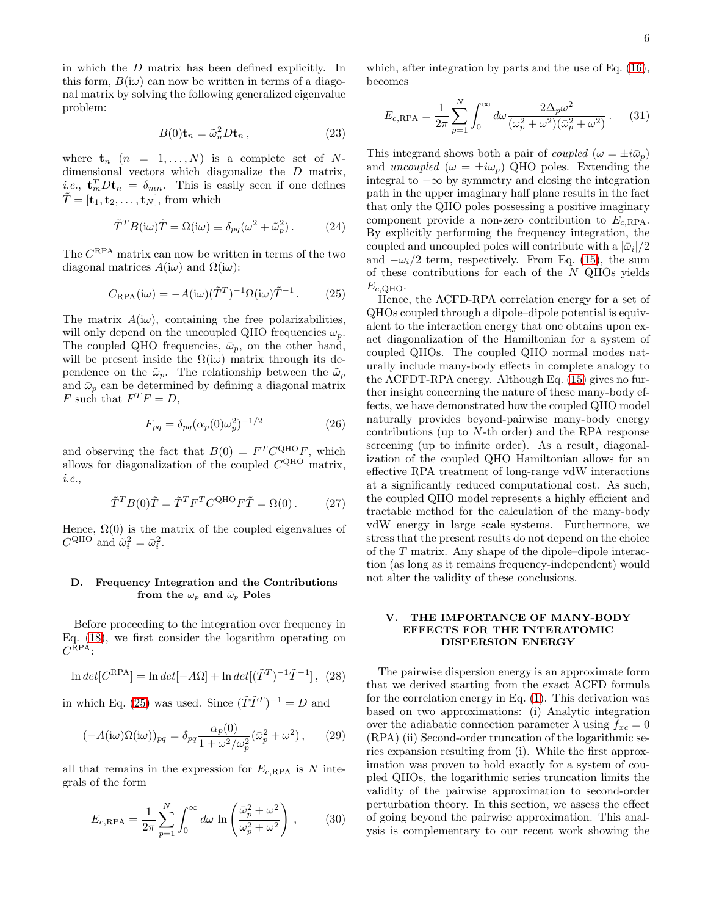in which the $D$ matrix has been defined explicitly. In this form, $B(\mathrm{i}\omega)$ can now be written in terms of a diagonal matrix by solving the following generalized eigenvalue problem:

$$B(0)\mathbf{t}_n = \tilde{\omega}_n^2 D\mathbf{t}_n\,, \tag{23}$$

where $\mathbf{t}_n$ $(n = 1, \ldots, N)$ is a complete set of $N$-dimensional vectors which diagonalize the $D$ matrix, *i.e.*, $\mathbf{t}_m^T D\mathbf{t}_n = \delta_{mn}$. This is easily seen if one defines $\tilde{T} = [\mathbf{t}_1, \mathbf{t}_2, \ldots, \mathbf{t}_N]$, from which

$$\tilde{T}^T B(\mathrm{i}\omega)\tilde{T} = \Omega(\mathrm{i}\omega) \equiv \delta_{pq}(\omega^2 + \tilde{\omega}_p^2)\,. \tag{24}$$

The $C^{\mathrm{RPA}}$ matrix can now be written in terms of the two diagonal matrices $A(\mathrm{i}\omega)$ and $\Omega(\mathrm{i}\omega)$:

$$C_{\mathrm{RPA}}(\mathrm{i}\omega) = -A(\mathrm{i}\omega)(\tilde{T}^T)^{-1}\Omega(\mathrm{i}\omega)\tilde{T}^{-1}\,. \tag{25}$$

The matrix $A(\mathrm{i}\omega)$, containing the free polarizabilities, will only depend on the uncoupled QHO frequencies $\omega_p$. The coupled QHO frequencies, $\bar{\omega}_p$, on the other hand, will be present inside the $\Omega(\mathrm{i}\omega)$ matrix through its dependence on the $\tilde{\omega}_p$. The relationship between the $\tilde{\omega}_p$ and $\bar{\omega}_p$ can be determined by defining a diagonal matrix $F$ such that $F^T F = D$,

$$F_{pq} = \delta_{pq}(\alpha_p(0)\omega_p^2)^{-1/2} \tag{26}$$

and observing the fact that $B(0) = F^T C^{\mathrm{QHO}} F$, which allows for diagonalization of the coupled $C^{\mathrm{QHO}}$ matrix, *i.e.*,

$$\tilde{T}^T B(0)\tilde{T} = \tilde{T}^T F^T C^{\mathrm{QHO}} F\tilde{T} = \Omega(0)\,. \tag{27}$$

Hence, $\Omega(0)$ is the matrix of the coupled eigenvalues of $C^{\mathrm{QHO}}$ and $\tilde{\omega}_i^2 = \bar{\omega}_i^2$.

### D. Frequency Integration and the Contributions from the $\omega_p$ and $\bar{\omega}_p$ Poles

Before proceeding to the integration over frequency in Eq. (18), we first consider the logarithm operating on $C^{\mathrm{RPA}}$:

$$\ln det[C^{\mathrm{RPA}}] = \ln det[-A\Omega] + \ln det[(\tilde{T}^T)^{-1}\tilde{T}^{-1}]\,, \tag{28}$$

in which Eq. (25) was used. Since $(\tilde{T}\tilde{T}^T)^{-1} = D$ and

$$(-A(\mathrm{i}\omega)\Omega(\mathrm{i}\omega))_{pq} = \delta_{pq}\frac{\alpha_p(0)}{1 + \omega^2/\omega_p^2}(\bar{\omega}_p^2 + \omega^2)\,, \tag{29}$$

all that remains in the expression for $E_{c,\mathrm{RPA}}$ is $N$ integrals of the form

$$E_{c,\mathrm{RPA}} = \frac{1}{2\pi}\sum_{p=1}^{N}\int_0^\infty d\omega\, \ln\left(\frac{\bar{\omega}_p^2 + \omega^2}{\omega_p^2 + \omega^2}\right)\,, \tag{30}$$

which, after integration by parts and the use of Eq. (16), becomes

$$E_{c,\mathrm{RPA}} = \frac{1}{2\pi}\sum_{p=1}^{N}\int_0^\infty d\omega \frac{2\Delta_p\omega^2}{(\omega_p^2 + \omega^2)(\bar{\omega}_p^2 + \omega^2)}\,. \tag{31}$$

This integrand shows both a pair of *coupled* ($\omega = \pm i\bar{\omega}_p$) and *uncoupled* ($\omega = \pm i\omega_p$) QHO poles. Extending the integral to $-\infty$ by symmetry and closing the integration path in the upper imaginary half plane results in the fact that only the QHO poles possessing a positive imaginary component provide a non-zero contribution to $E_{c,\mathrm{RPA}}$. By explicitly performing the frequency integration, the coupled and uncoupled poles will contribute with a $|\bar{\omega}_i|/2$ and $-\omega_i/2$ term, respectively. From Eq. (15), the sum of these contributions for each of the $N$ QHOs yields $E_{c,\mathrm{QHO}}$.

Hence, the ACFD-RPA correlation energy for a set of QHOs coupled through a dipole–dipole potential is equivalent to the interaction energy that one obtains upon exact diagonalization of the Hamiltonian for a system of coupled QHOs. The coupled QHO normal modes naturally include many-body effects in complete analogy to the ACFDT-RPA energy. Although Eq. (15) gives no further insight concerning the nature of these many-body effects, we have demonstrated how the coupled QHO model naturally provides beyond-pairwise many-body energy contributions (up to $N$-th order) and the RPA response screening (up to infinite order). As a result, diagonalization of the coupled QHO Hamiltonian allows for an effective RPA treatment of long-range vdW interactions at a significantly reduced computational cost. As such, the coupled QHO model represents a highly efficient and tractable method for the calculation of the many-body vdW energy in large scale systems. Furthermore, we stress that the present results do not depend on the choice of the $T$ matrix. Any shape of the dipole–dipole interaction (as long as it remains frequency-independent) would not alter the validity of these conclusions.

## V. THE IMPORTANCE OF MANY-BODY EFFECTS FOR THE INTERATOMIC DISPERSION ENERGY

The pairwise dispersion energy is an approximate form that we derived starting from the exact ACFD formula for the correlation energy in Eq. (1). This derivation was based on two approximations: (i) Analytic integration over the adiabatic connection parameter $\lambda$ using $f_{xc} = 0$ (RPA) (ii) Second-order truncation of the logarithmic series expansion resulting from (i). While the first approximation was proven to hold exactly for a system of coupled QHOs, the logarithmic series truncation limits the validity of the pairwise approximation to second-order perturbation theory. In this section, we assess the effect of going beyond the pairwise approximation. This analysis is complementary to our recent work showing the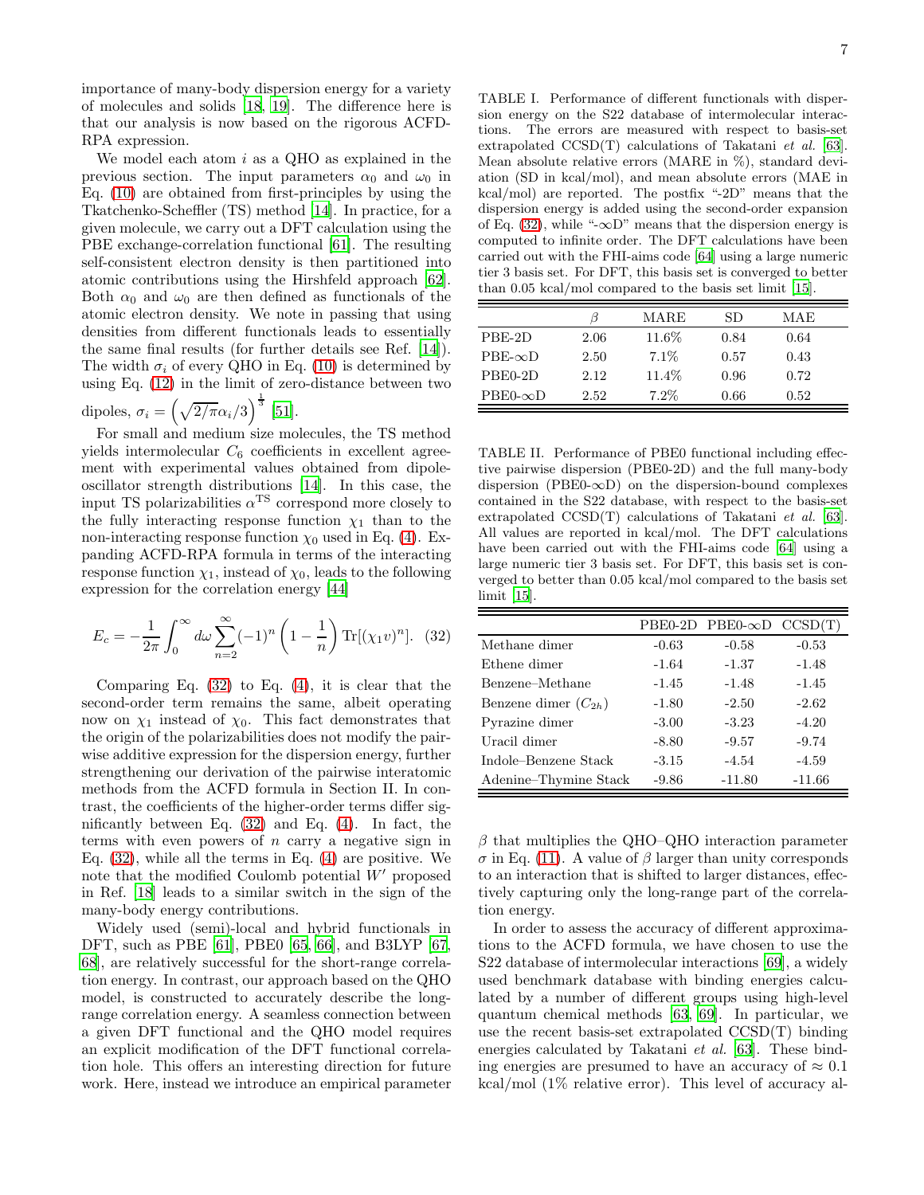importance of many-body dispersion energy for a variety of molecules and solids [18, 19]. The difference here is that our analysis is now based on the rigorous ACFD-RPA expression.

We model each atom $i$ as a QHO as explained in the previous section. The input parameters $\alpha_0$ and $\omega_0$ in Eq. (10) are obtained from first-principles by using the Tkatchenko-Scheffler (TS) method [14]. In practice, for a given molecule, we carry out a DFT calculation using the PBE exchange-correlation functional [61]. The resulting self-consistent electron density is then partitioned into atomic contributions using the Hirshfeld approach [62]. Both $\alpha_0$ and $\omega_0$ are then defined as functionals of the atomic electron density. We note in passing that using densities from different functionals leads to essentially the same final results (for further details see Ref. [14]). The width $\sigma_i$ of every QHO in Eq. (10) is determined by using Eq. (12) in the limit of zero-distance between two dipoles, $\sigma_i = \left(\sqrt{2/\pi}\alpha_i/3\right)^{\frac{1}{3}}$ [51].

For small and medium size molecules, the TS method yields intermolecular $C_6$ coefficients in excellent agreement with experimental values obtained from dipole-oscillator strength distributions [14]. In this case, the input TS polarizabilities $\alpha^{\mathrm{TS}}$ correspond more closely to the fully interacting response function $\chi_1$ than to the non-interacting response function $\chi_0$ used in Eq. (4). Expanding ACFD-RPA formula in terms of the interacting response function $\chi_1$, instead of $\chi_0$, leads to the following expression for the correlation energy [44]

$$E_c = -\frac{1}{2\pi}\int_0^\infty d\omega \sum_{n=2}^{\infty} (-1)^n \left(1 - \frac{1}{n}\right) \mathrm{Tr}[(\chi_1 v)^n]. \quad (32)$$

Comparing Eq. (32) to Eq. (4), it is clear that the second-order term remains the same, albeit operating now on $\chi_1$ instead of $\chi_0$. This fact demonstrates that the origin of the polarizabilities does not modify the pairwise additive expression for the dispersion energy, further strengthening our derivation of the pairwise interatomic methods from the ACFD formula in Section II. In contrast, the coefficients of the higher-order terms differ significantly between Eq. (32) and Eq. (4). In fact, the terms with even powers of $n$ carry a negative sign in Eq. (32), while all the terms in Eq. (4) are positive. We note that the modified Coulomb potential $W'$ proposed in Ref. [18] leads to a similar switch in the sign of the many-body energy contributions.

Widely used (semi)-local and hybrid functionals in DFT, such as PBE [61], PBE0 [65, 66], and B3LYP [67, 68], are relatively successful for the short-range correlation energy. In contrast, our approach based on the QHO model, is constructed to accurately describe the long-range correlation energy. A seamless connection between a given DFT functional and the QHO model requires an explicit modification of the DFT functional correlation hole. This offers an interesting direction for future work. Here, instead we introduce an empirical parameter $\beta$ that multiplies the QHO–QHO interaction parameter $\sigma$ in Eq. (11). A value of $\beta$ larger than unity corresponds to an interaction that is shifted to larger distances, effectively capturing only the long-range part of the correlation energy.

In order to assess the accuracy of different approximations to the ACFD formula, we have chosen to use the S22 database of intermolecular interactions [69], a widely used benchmark database with binding energies calculated by a number of different groups using high-level quantum chemical methods [63, 69]. In particular, we use the recent basis-set extrapolated CCSD(T) binding energies calculated by Takatani *et al.* [63]. These binding energies are presumed to have an accuracy of ≈ 0.1 kcal/mol (1% relative error). This level of accuracy al-

TABLE I. Performance of different functionals with dispersion energy on the S22 database of intermolecular interactions. The errors are measured with respect to basis-set extrapolated CCSD(T) calculations of Takatani *et al.* [63]. Mean absolute relative errors (MARE in %), standard deviation (SD in kcal/mol), and mean absolute errors (MAE in kcal/mol) are reported. The postfix "-2D" means that the dispersion energy is added using the second-order expansion of Eq. (32), while "-∞D" means that the dispersion energy is computed to infinite order. The DFT calculations have been carried out with the FHI-aims code [64] using a large numeric tier 3 basis set. For DFT, this basis set is converged to better than 0.05 kcal/mol compared to the basis set limit [15].

| | $\beta$ | MARE | SD | MAE |
|---|---|---|---|---|
| PBE-2D | 2.06 | 11.6% | 0.84 | 0.64 |
| PBE-∞D | 2.50 | 7.1% | 0.57 | 0.43 |
| PBE0-2D | 2.12 | 11.4% | 0.96 | 0.72 |
| PBE0-∞D | 2.52 | 7.2% | 0.66 | 0.52 |

TABLE II. Performance of PBE0 functional including effective pairwise dispersion (PBE0-2D) and the full many-body dispersion (PBE0-∞D) on the dispersion-bound complexes contained in the S22 database, with respect to the basis-set extrapolated CCSD(T) calculations of Takatani *et al.* [63]. All values are reported in kcal/mol. The DFT calculations have been carried out with the FHI-aims code [64] using a large numeric tier 3 basis set. For DFT, this basis set is converged to better than 0.05 kcal/mol compared to the basis set limit [15].

| | PBE0-2D | PBE0-∞D | CCSD(T) |
|---|---|---|---|
| Methane dimer | -0.63 | -0.58 | -0.53 |
| Ethene dimer | -1.64 | -1.37 | -1.48 |
| Benzene–Methane | -1.45 | -1.48 | -1.45 |
| Benzene dimer ($C_{2h}$) | -1.80 | -2.50 | -2.62 |
| Pyrazine dimer | -3.00 | -3.23 | -4.20 |
| Uracil dimer | -8.80 | -9.57 | -9.74 |
| Indole–Benzene Stack | -3.15 | -4.54 | -4.59 |
| Adenine–Thymine Stack | -9.86 | -11.80 | -11.66 |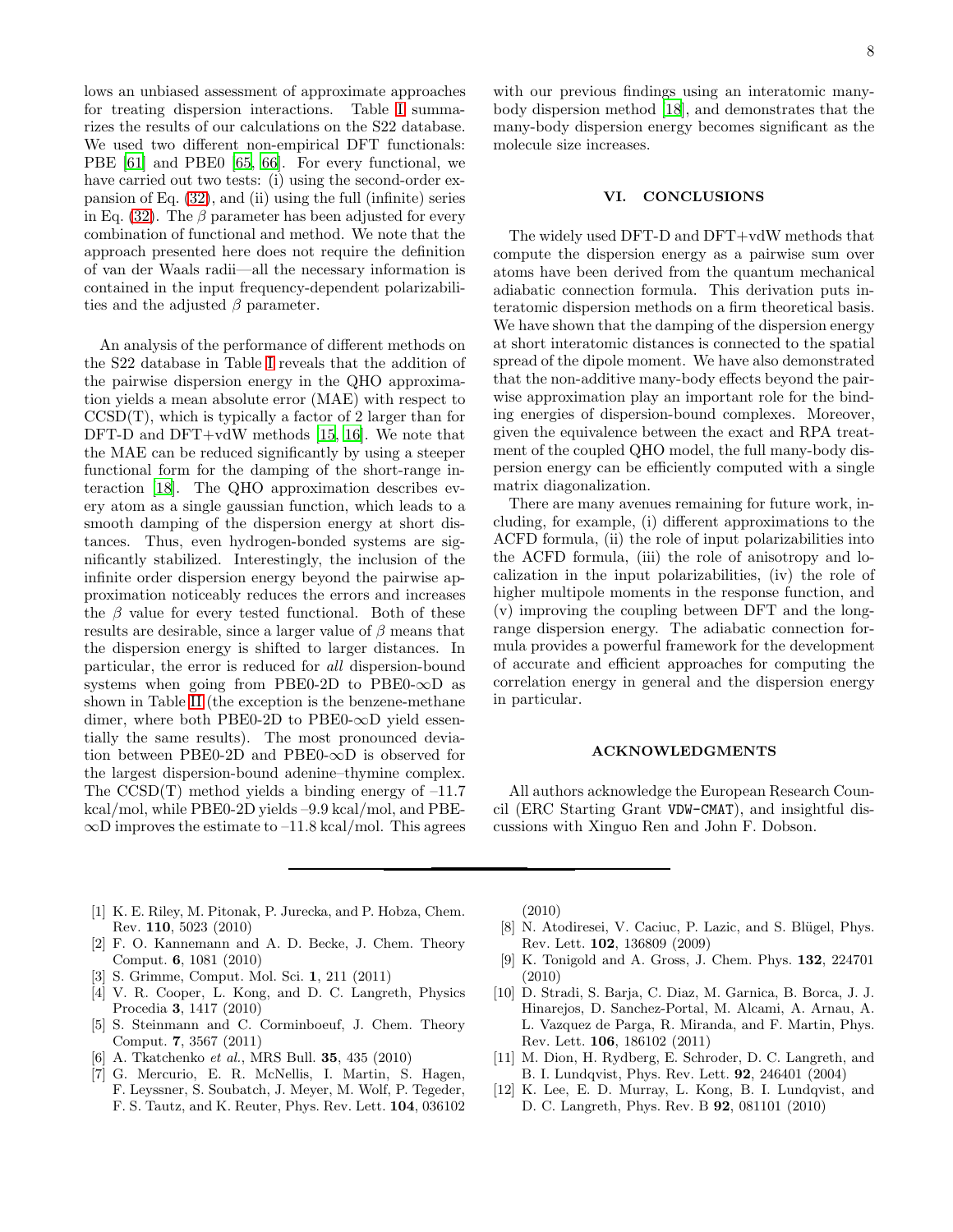lows an unbiased assessment of approximate approaches for treating dispersion interactions. Table I summarizes the results of our calculations on the S22 database. We used two different non-empirical DFT functionals: PBE [61] and PBE0 [65, 66]. For every functional, we have carried out two tests: (i) using the second-order expansion of Eq. (32), and (ii) using the full (infinite) series in Eq. (32). The $\beta$ parameter has been adjusted for every combination of functional and method. We note that the approach presented here does not require the definition of van der Waals radii—all the necessary information is contained in the input frequency-dependent polarizabilities and the adjusted $\beta$ parameter.

An analysis of the performance of different methods on the S22 database in Table I reveals that the addition of the pairwise dispersion energy in the QHO approximation yields a mean absolute error (MAE) with respect to CCSD(T), which is typically a factor of 2 larger than for DFT-D and DFT+vdW methods [15, 16]. We note that the MAE can be reduced significantly by using a steeper functional form for the damping of the short-range interaction [18]. The QHO approximation describes every atom as a single gaussian function, which leads to a smooth damping of the dispersion energy at short distances. Thus, even hydrogen-bonded systems are significantly stabilized. Interestingly, the inclusion of the infinite order dispersion energy beyond the pairwise approximation noticeably reduces the errors and increases the $\beta$ value for every tested functional. Both of these results are desirable, since a larger value of $\beta$ means that the dispersion energy is shifted to larger distances. In particular, the error is reduced for *all* dispersion-bound systems when going from PBE0-2D to PBE0-$\infty$D as shown in Table II (the exception is the benzene-methane dimer, where both PBE0-2D to PBE0-$\infty$D yield essentially the same results). The most pronounced deviation between PBE0-2D and PBE0-$\infty$D is observed for the largest dispersion-bound adenine–thymine complex. The CCSD(T) method yields a binding energy of –11.7 kcal/mol, while PBE0-2D yields –9.9 kcal/mol, and PBE-$\infty$D improves the estimate to –11.8 kcal/mol. This agrees with our previous findings using an interatomic many-body dispersion method [18], and demonstrates that the many-body dispersion energy becomes significant as the molecule size increases.

## VI. CONCLUSIONS

The widely used DFT-D and DFT+vdW methods that compute the dispersion energy as a pairwise sum over atoms have been derived from the quantum mechanical adiabatic connection formula. This derivation puts interatomic dispersion methods on a firm theoretical basis. We have shown that the damping of the dispersion energy at short interatomic distances is connected to the spatial spread of the dipole moment. We have also demonstrated that the non-additive many-body effects beyond the pairwise approximation play an important role for the binding energies of dispersion-bound complexes. Moreover, given the equivalence between the exact and RPA treatment of the coupled QHO model, the full many-body dispersion energy can be efficiently computed with a single matrix diagonalization.

There are many avenues remaining for future work, including, for example, (i) different approximations to the ACFD formula, (ii) the role of input polarizabilities into the ACFD formula, (iii) the role of anisotropy and localization in the input polarizabilities, (iv) the role of higher multipole moments in the response function, and (v) improving the coupling between DFT and the long-range dispersion energy. The adiabatic connection formula provides a powerful framework for the development of accurate and efficient approaches for computing the correlation energy in general and the dispersion energy in particular.

## ACKNOWLEDGMENTS

All authors acknowledge the European Research Council (ERC Starting Grant `VDW-CMAT`), and insightful discussions with Xinguo Ren and John F. Dobson.

---

[1] K. E. Riley, M. Pitonak, P. Jurecka, and P. Hobza, Chem. Rev. **110**, 5023 (2010)

[2] F. O. Kannemann and A. D. Becke, J. Chem. Theory Comput. **6**, 1081 (2010)

[3] S. Grimme, Comput. Mol. Sci. **1**, 211 (2011)

[4] V. R. Cooper, L. Kong, and D. C. Langreth, Physics Procedia **3**, 1417 (2010)

[5] S. Steinmann and C. Corminboeuf, J. Chem. Theory Comput. **7**, 3567 (2011)

[6] A. Tkatchenko *et al.*, MRS Bull. **35**, 435 (2010)

[7] G. Mercurio, E. R. McNellis, I. Martin, S. Hagen, F. Leyssner, S. Soubatch, J. Meyer, M. Wolf, P. Tegeder, F. S. Tautz, and K. Reuter, Phys. Rev. Lett. **104**, 036102 (2010)

[8] N. Atodiresei, V. Caciuc, P. Lazic, and S. Blügel, Phys. Rev. Lett. **102**, 136809 (2009)

[9] K. Tonigold and A. Gross, J. Chem. Phys. **132**, 224701 (2010)

[10] D. Stradi, S. Barja, C. Diaz, M. Garnica, B. Borca, J. J. Hinarejos, D. Sanchez-Portal, M. Alcami, A. Arnau, A. L. Vazquez de Parga, R. Miranda, and F. Martin, Phys. Rev. Lett. **106**, 186102 (2011)

[11] M. Dion, H. Rydberg, E. Schroder, D. C. Langreth, and B. I. Lundqvist, Phys. Rev. Lett. **92**, 246401 (2004)

[12] K. Lee, E. D. Murray, L. Kong, B. I. Lundqvist, and D. C. Langreth, Phys. Rev. B **92**, 081101 (2010)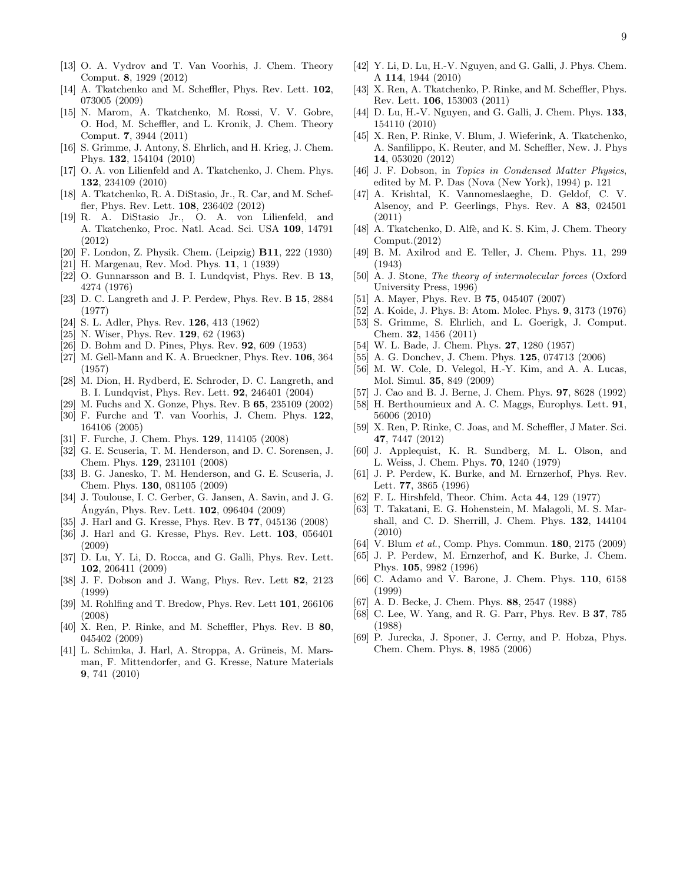- [13] O. A. Vydrov and T. Van Voorhis, J. Chem. Theory Comput. **8**, 1929 (2012)
- [14] A. Tkatchenko and M. Scheffler, Phys. Rev. Lett. **102**, 073005 (2009)
- [15] N. Marom, A. Tkatchenko, M. Rossi, V. V. Gobre, O. Hod, M. Scheffler, and L. Kronik, J. Chem. Theory Comput. **7**, 3944 (2011)
- [16] S. Grimme, J. Antony, S. Ehrlich, and H. Krieg, J. Chem. Phys. **132**, 154104 (2010)
- [17] O. A. von Lilienfeld and A. Tkatchenko, J. Chem. Phys. **132**, 234109 (2010)
- [18] A. Tkatchenko, R. A. DiStasio, Jr., R. Car, and M. Scheffler, Phys. Rev. Lett. **108**, 236402 (2012)
- [19] R. A. DiStasio Jr., O. A. von Lilienfeld, and A. Tkatchenko, Proc. Natl. Acad. Sci. USA **109**, 14791 (2012)
- [20] F. London, Z. Physik. Chem. (Leipzig) **B11**, 222 (1930)
- [21] H. Margenau, Rev. Mod. Phys. **11**, 1 (1939)
- [22] O. Gunnarsson and B. I. Lundqvist, Phys. Rev. B **13**, 4274 (1976)
- [23] D. C. Langreth and J. P. Perdew, Phys. Rev. B **15**, 2884 (1977)
- [24] S. L. Adler, Phys. Rev. **126**, 413 (1962)
- [25] N. Wiser, Phys. Rev. **129**, 62 (1963)
- [26] D. Bohm and D. Pines, Phys. Rev. **92**, 609 (1953)
- [27] M. Gell-Mann and K. A. Brueckner, Phys. Rev. **106**, 364 (1957)
- [28] M. Dion, H. Rydberd, E. Schroder, D. C. Langreth, and B. I. Lundqvist, Phys. Rev. Lett. **92**, 246401 (2004)
- [29] M. Fuchs and X. Gonze, Phys. Rev. B **65**, 235109 (2002)
- [30] F. Furche and T. van Voorhis, J. Chem. Phys. **122**, 164106 (2005)
- [31] F. Furche, J. Chem. Phys. **129**, 114105 (2008)
- [32] G. E. Scuseria, T. M. Henderson, and D. C. Sorensen, J. Chem. Phys. **129**, 231101 (2008)
- [33] B. G. Janesko, T. M. Henderson, and G. E. Scuseria, J. Chem. Phys. **130**, 081105 (2009)
- [34] J. Toulouse, I. C. Gerber, G. Jansen, A. Savin, and J. G. Ángyán, Phys. Rev. Lett. **102**, 096404 (2009)
- [35] J. Harl and G. Kresse, Phys. Rev. B **77**, 045136 (2008)
- [36] J. Harl and G. Kresse, Phys. Rev. Lett. **103**, 056401 (2009)
- [37] D. Lu, Y. Li, D. Rocca, and G. Galli, Phys. Rev. Lett. **102**, 206411 (2009)
- [38] J. F. Dobson and J. Wang, Phys. Rev Lett **82**, 2123 (1999)
- [39] M. Rohlfing and T. Bredow, Phys. Rev Lett **101**, 266106 (2008)
- [40] X. Ren, P. Rinke, and M. Scheffler, Phys. Rev. B **80**, 045402 (2009)
- [41] L. Schimka, J. Harl, A. Stroppa, A. Grüneis, M. Marsman, F. Mittendorfer, and G. Kresse, Nature Materials **9**, 741 (2010)
- [42] Y. Li, D. Lu, H.-V. Nguyen, and G. Galli, J. Phys. Chem. A **114**, 1944 (2010)
- [43] X. Ren, A. Tkatchenko, P. Rinke, and M. Scheffler, Phys. Rev. Lett. **106**, 153003 (2011)
- [44] D. Lu, H.-V. Nguyen, and G. Galli, J. Chem. Phys. **133**, 154110 (2010)
- [45] X. Ren, P. Rinke, V. Blum, J. Wieferink, A. Tkatchenko, A. Sanfilippo, K. Reuter, and M. Scheffler, New. J. Phys **14**, 053020 (2012)
- [46] J. F. Dobson, in *Topics in Condensed Matter Physics*, edited by M. P. Das (Nova (New York), 1994) p. 121
- [47] A. Krishtal, K. Vannomeslaeghe, D. Geldof, C. V. Alsenoy, and P. Geerlings, Phys. Rev. A **83**, 024501 (2011)
- [48] A. Tkatchenko, D. Alfè, and K. S. Kim, J. Chem. Theory Comput.(2012)
- [49] B. M. Axilrod and E. Teller, J. Chem. Phys. **11**, 299 (1943)
- [50] A. J. Stone, *The theory of intermolecular forces* (Oxford University Press, 1996)
- [51] A. Mayer, Phys. Rev. B **75**, 045407 (2007)
- [52] A. Koide, J. Phys. B: Atom. Molec. Phys. **9**, 3173 (1976)
- [53] S. Grimme, S. Ehrlich, and L. Goerigk, J. Comput. Chem. **32**, 1456 (2011)
- [54] W. L. Bade, J. Chem. Phys. **27**, 1280 (1957)
- [55] A. G. Donchev, J. Chem. Phys. **125**, 074713 (2006)
- [56] M. W. Cole, D. Velegol, H.-Y. Kim, and A. A. Lucas, Mol. Simul. **35**, 849 (2009)
- [57] J. Cao and B. J. Berne, J. Chem. Phys. **97**, 8628 (1992)
- [58] H. Berthoumieux and A. C. Maggs, Europhys. Lett. **91**, 56006 (2010)
- [59] X. Ren, P. Rinke, C. Joas, and M. Scheffler, J Mater. Sci. **47**, 7447 (2012)
- [60] J. Applequist, K. R. Sundberg, M. L. Olson, and L. Weiss, J. Chem. Phys. **70**, 1240 (1979)
- [61] J. P. Perdew, K. Burke, and M. Ernzerhof, Phys. Rev. Lett. **77**, 3865 (1996)
- [62] F. L. Hirshfeld, Theor. Chim. Acta **44**, 129 (1977)
- [63] T. Takatani, E. G. Hohenstein, M. Malagoli, M. S. Marshall, and C. D. Sherrill, J. Chem. Phys. **132**, 144104 (2010)
- [64] V. Blum *et al.*, Comp. Phys. Commun. **180**, 2175 (2009)
- [65] J. P. Perdew, M. Ernzerhof, and K. Burke, J. Chem. Phys. **105**, 9982 (1996)
- [66] C. Adamo and V. Barone, J. Chem. Phys. **110**, 6158 (1999)
- [67] A. D. Becke, J. Chem. Phys. **88**, 2547 (1988)
- [68] C. Lee, W. Yang, and R. G. Parr, Phys. Rev. B **37**, 785 (1988)
- [69] P. Jurecka, J. Sponer, J. Cerny, and P. Hobza, Phys. Chem. Chem. Phys. **8**, 1985 (2006)